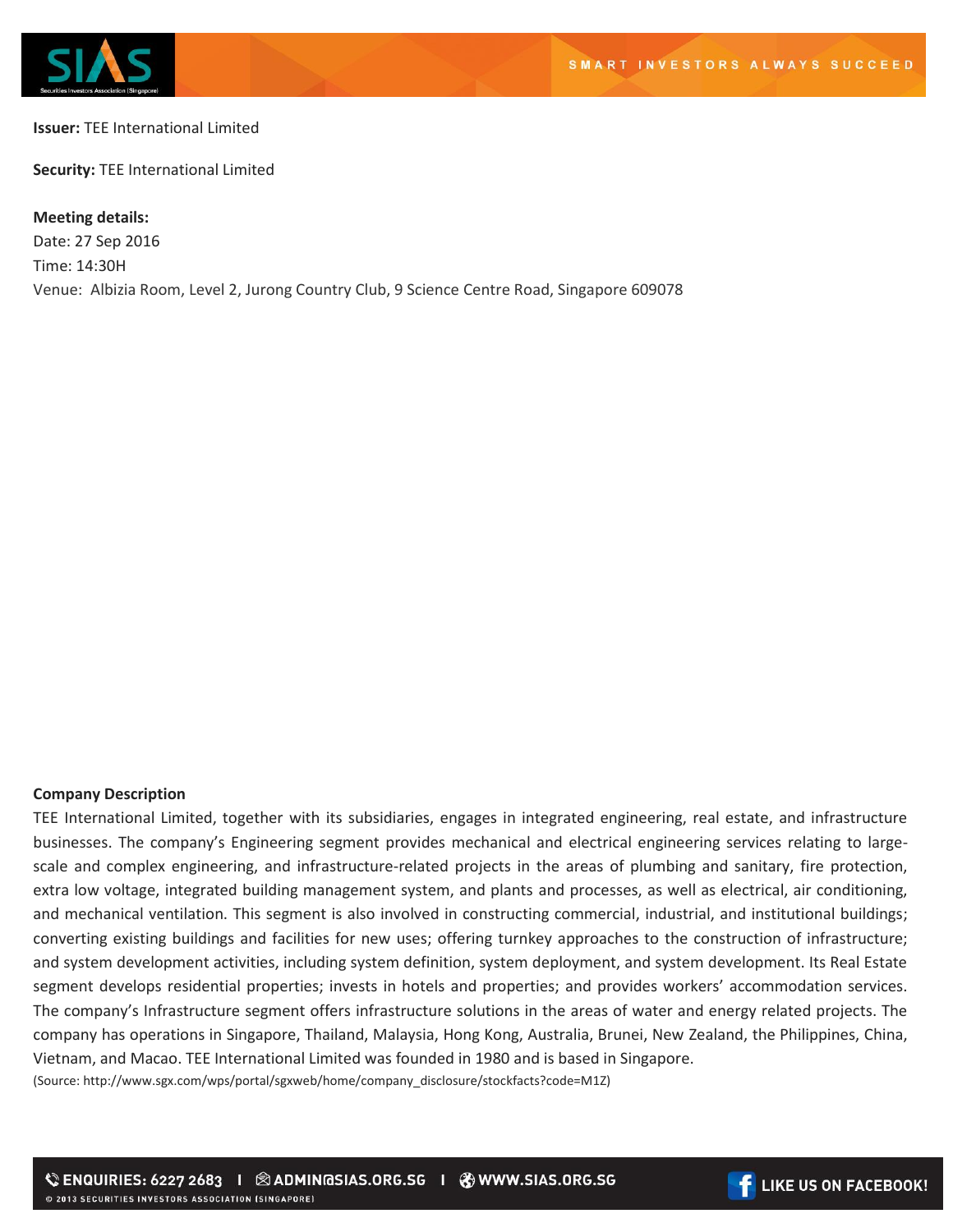**Issuer:** TEE International Limited

**Security:** TEE International Limited

**Meeting details:**

Date: 27 Sep 2016

Time: 14:30H

Venue: Albizia Room, Level 2, Jurong Country Club, 9 Science Centre Road, Singapore 609078

**Company Description**

TEE International Limited, together with its subsidiaries, engages in integrated engineering, real estate, and infrastructure businesses. The company's Engineering segment provides mechanical and electrical engineering services relating to large-scale and complex engineering, and infrastructure-related projects in the areas of plumbing and sanitary, fire protection, extra low voltage, integrated building management system, and plants and processes, as well as electrical, air conditioning, and mechanical ventilation. This segment is also involved in constructing commercial, industrial, and institutional buildings; converting existing buildings and facilities for new uses; offering turnkey approaches to the construction of infrastructure; and system development activities, including system definition, system deployment, and system development. Its Real Estate segment develops residential properties; invests in hotels and properties; and provides workers' accommodation services. The company's Infrastructure segment offers infrastructure solutions in the areas of water and energy related projects. The company has operations in Singapore, Thailand, Malaysia, Hong Kong, Australia, Brunei, New Zealand, the Philippines, China, Vietnam, and Macao. TEE International Limited was founded in 1980 and is based in Singapore.

(Source: http://www.sgx.com/wps/portal/sgxweb/home/company_disclosure/stockfacts?code=M1Z)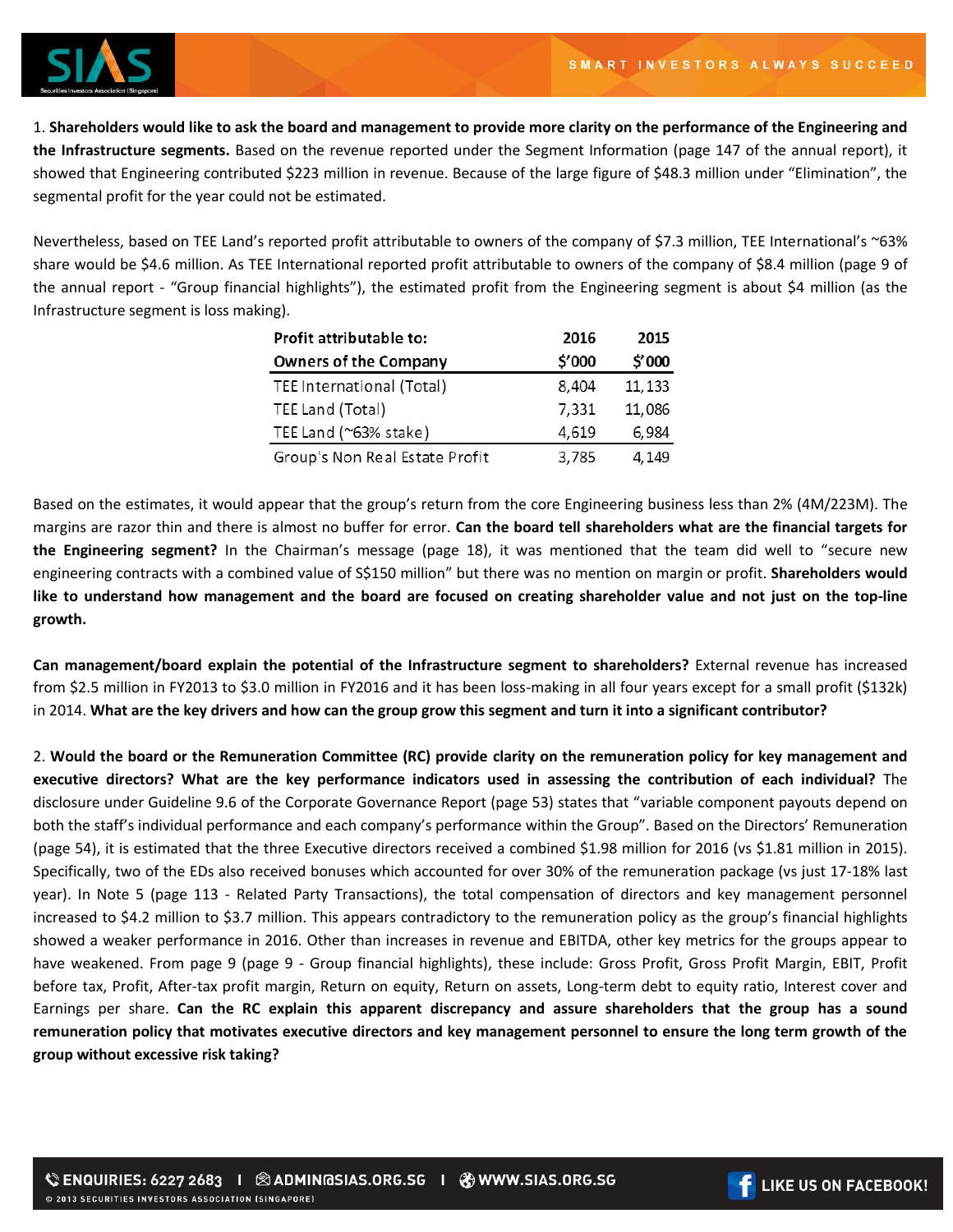1. **Shareholders would like to ask the board and management to provide more clarity on the performance of the Engineering and the Infrastructure segments.** Based on the revenue reported under the Segment Information (page 147 of the annual report), it showed that Engineering contributed $223 million in revenue. Because of the large figure of $48.3 million under "Elimination", the segmental profit for the year could not be estimated.

Nevertheless, based on TEE Land's reported profit attributable to owners of the company of $7.3 million, TEE International's ~63% share would be $4.6 million. As TEE International reported profit attributable to owners of the company of $8.4 million (page 9 of the annual report - "Group financial highlights"), the estimated profit from the Engineering segment is about $4 million (as the Infrastructure segment is loss making).

| Profit attributable to: | 2016 | 2015 |
|---|---|---|
| **Owners of the Company** | **$'000** | **$'000** |
| TEE International (Total) | 8,404 | 11,133 |
| TEE Land (Total) | 7,331 | 11,086 |
| TEE Land (~63% stake) | 4,619 | 6,984 |
| Group's Non Real Estate Profit | 3,785 | 4,149 |

Based on the estimates, it would appear that the group's return from the core Engineering business less than 2% (4M/223M). The margins are razor thin and there is almost no buffer for error. **Can the board tell shareholders what are the financial targets for the Engineering segment?** In the Chairman's message (page 18), it was mentioned that the team did well to "secure new engineering contracts with a combined value of S$150 million" but there was no mention on margin or profit. **Shareholders would like to understand how management and the board are focused on creating shareholder value and not just on the top-line growth.**

**Can management/board explain the potential of the Infrastructure segment to shareholders?** External revenue has increased from $2.5 million in FY2013 to $3.0 million in FY2016 and it has been loss-making in all four years except for a small profit ($132k) in 2014. **What are the key drivers and how can the group grow this segment and turn it into a significant contributor?**

2. **Would the board or the Remuneration Committee (RC) provide clarity on the remuneration policy for key management and executive directors? What are the key performance indicators used in assessing the contribution of each individual?** The disclosure under Guideline 9.6 of the Corporate Governance Report (page 53) states that "variable component payouts depend on both the staff's individual performance and each company's performance within the Group". Based on the Directors' Remuneration (page 54), it is estimated that the three Executive directors received a combined $1.98 million for 2016 (vs $1.81 million in 2015). Specifically, two of the EDs also received bonuses which accounted for over 30% of the remuneration package (vs just 17-18% last year). In Note 5 (page 113 - Related Party Transactions), the total compensation of directors and key management personnel increased to $4.2 million to $3.7 million. This appears contradictory to the remuneration policy as the group's financial highlights showed a weaker performance in 2016. Other than increases in revenue and EBITDA, other key metrics for the groups appear to have weakened. From page 9 (page 9 - Group financial highlights), these include: Gross Profit, Gross Profit Margin, EBIT, Profit before tax, Profit, After-tax profit margin, Return on equity, Return on assets, Long-term debt to equity ratio, Interest cover and Earnings per share. **Can the RC explain this apparent discrepancy and assure shareholders that the group has a sound remuneration policy that motivates executive directors and key management personnel to ensure the long term growth of the group without excessive risk taking?**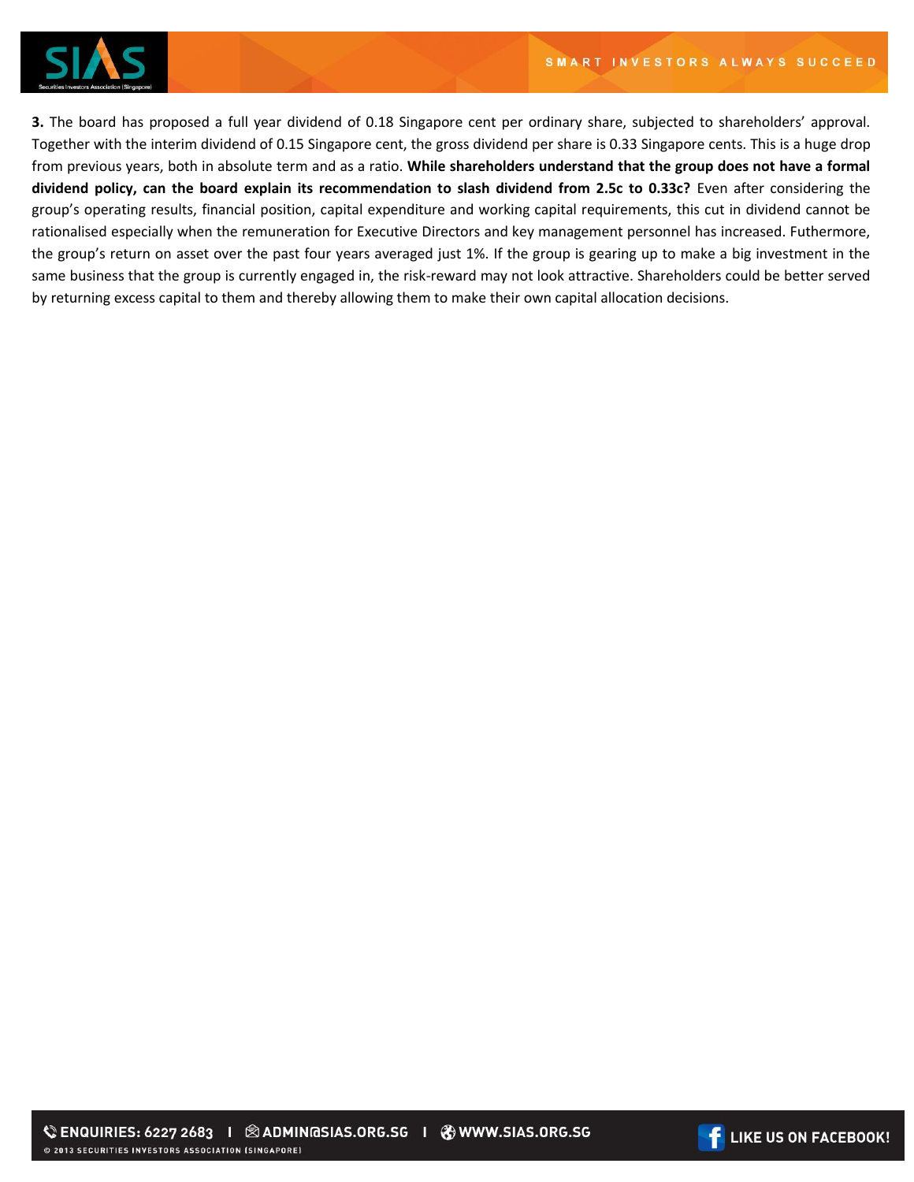**3.** The board has proposed a full year dividend of 0.18 Singapore cent per ordinary share, subjected to shareholders' approval. Together with the interim dividend of 0.15 Singapore cent, the gross dividend per share is 0.33 Singapore cents. This is a huge drop from previous years, both in absolute term and as a ratio. **While shareholders understand that the group does not have a formal dividend policy, can the board explain its recommendation to slash dividend from 2.5c to 0.33c?** Even after considering the group's operating results, financial position, capital expenditure and working capital requirements, this cut in dividend cannot be rationalised especially when the remuneration for Executive Directors and key management personnel has increased. Futhermore, the group's return on asset over the past four years averaged just 1%. If the group is gearing up to make a big investment in the same business that the group is currently engaged in, the risk-reward may not look attractive. Shareholders could be better served by returning excess capital to them and thereby allowing them to make their own capital allocation decisions.